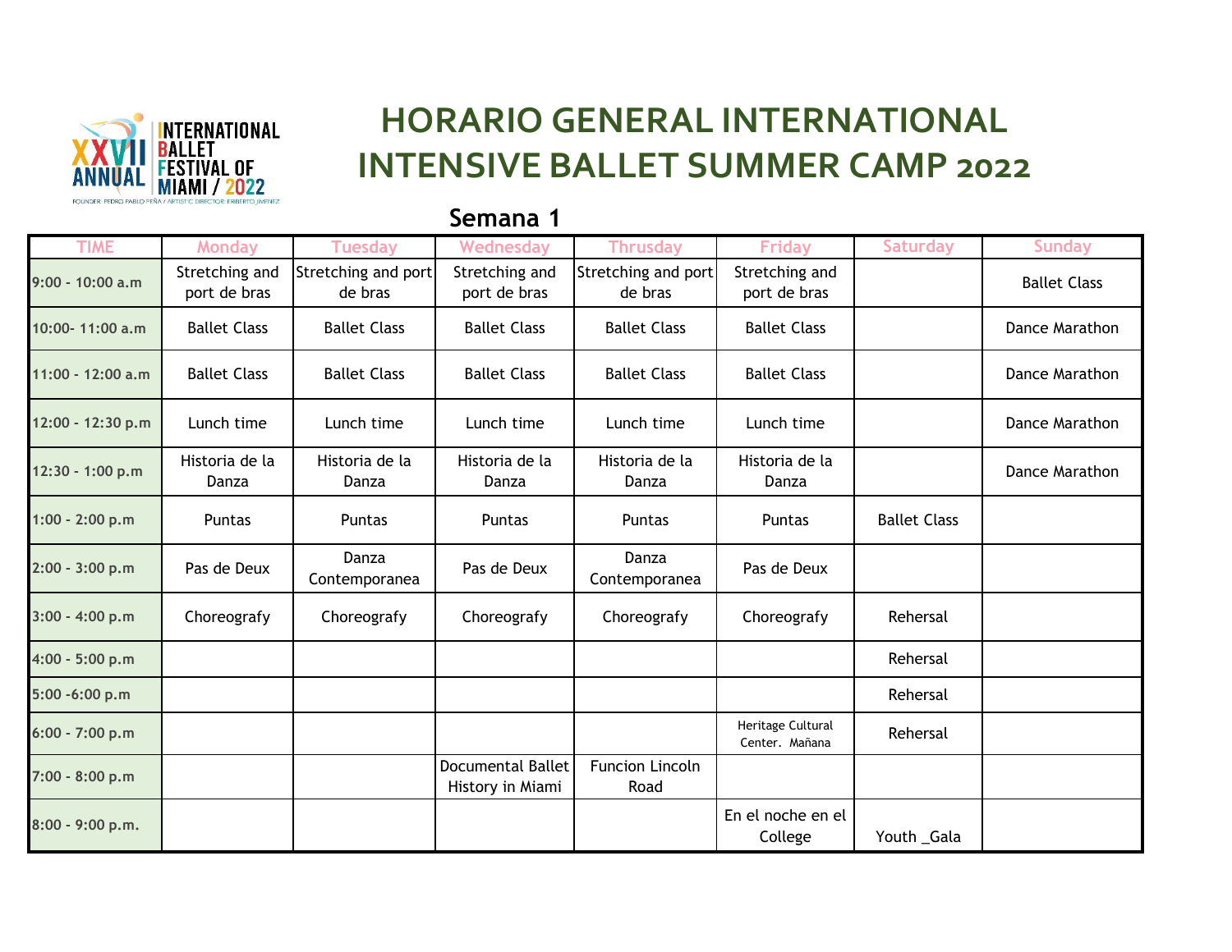# HORARIO GENERAL INTERNATIONAL INTENSIVE BALLET SUMMER CAMP 2022

XXVII ANNUAL INTERNATIONAL BALLET FESTIVAL OF MIAMI / 2022

FOUNDER: PEDRO PABLO PEÑA / ARTISTIC DIRECTOR: ERIBERTO JIMENEZ

## Semana 1

| TIME | Monday | Tuesday | Wednesday | Thrusday | Friday | Saturday | Sunday |
|---|---|---|---|---|---|---|---|
| 9:00 - 10:00 a.m | Stretching and port de bras | Stretching and port de bras | Stretching and port de bras | Stretching and port de bras | Stretching and port de bras | | Ballet Class |
| 10:00- 11:00 a.m | Ballet Class | Ballet Class | Ballet Class | Ballet Class | Ballet Class | | Dance Marathon |
| 11:00 - 12:00 a.m | Ballet Class | Ballet Class | Ballet Class | Ballet Class | Ballet Class | | Dance Marathon |
| 12:00 - 12:30 p.m | Lunch time | Lunch time | Lunch time | Lunch time | Lunch time | | Dance Marathon |
| 12:30 - 1:00 p.m | Historia de la Danza | Historia de la Danza | Historia de la Danza | Historia de la Danza | Historia de la Danza | | Dance Marathon |
| 1:00 - 2:00 p.m | Puntas | Puntas | Puntas | Puntas | Puntas | Ballet Class | |
| 2:00 - 3:00 p.m | Pas de Deux | Danza Contemporanea | Pas de Deux | Danza Contemporanea | Pas de Deux | | |
| 3:00 - 4:00 p.m | Choreografy | Choreografy | Choreografy | Choreografy | Choreografy | Rehersal | |
| 4:00 - 5:00 p.m | | | | | | Rehersal | |
| 5:00 -6:00 p.m | | | | | | Rehersal | |
| 6:00 - 7:00 p.m | | | | | Heritage Cultural Center. Mañana | Rehersal | |
| 7:00 - 8:00 p.m | | | Documental Ballet History in Miami | Funcion Lincoln Road | | | |
| 8:00 - 9:00 p.m. | | | | | En el noche en el College | Youth _Gala | |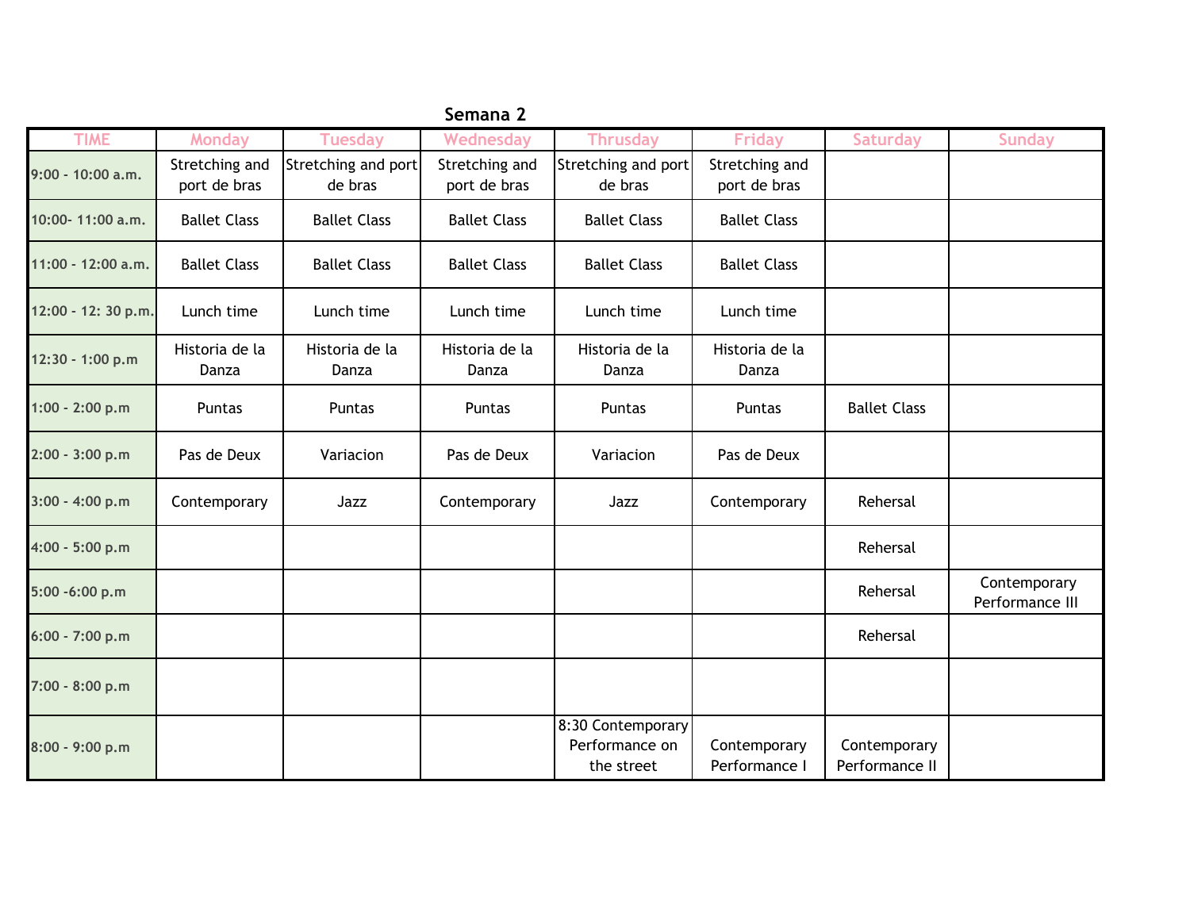## Semana 2

| TIME | Monday | Tuesday | Wednesday | Thrusday | Friday | Saturday | Sunday |
|---|---|---|---|---|---|---|---|
| 9:00 - 10:00 a.m. | Stretching and port de bras | Stretching and port de bras | Stretching and port de bras | Stretching and port de bras | Stretching and port de bras | | |
| 10:00- 11:00 a.m. | Ballet Class | Ballet Class | Ballet Class | Ballet Class | Ballet Class | | |
| 11:00 - 12:00 a.m. | Ballet Class | Ballet Class | Ballet Class | Ballet Class | Ballet Class | | |
| 12:00 - 12: 30 p.m. | Lunch time | Lunch time | Lunch time | Lunch time | Lunch time | | |
| 12:30 - 1:00 p.m | Historia de la Danza | Historia de la Danza | Historia de la Danza | Historia de la Danza | Historia de la Danza | | |
| 1:00 - 2:00 p.m | Puntas | Puntas | Puntas | Puntas | Puntas | Ballet Class | |
| 2:00 - 3:00 p.m | Pas de Deux | Variacion | Pas de Deux | Variacion | Pas de Deux | | |
| 3:00 - 4:00 p.m | Contemporary | Jazz | Contemporary | Jazz | Contemporary | Rehersal | |
| 4:00 - 5:00 p.m | | | | | | Rehersal | |
| 5:00 -6:00 p.m | | | | | | Rehersal | Contemporary Performance III |
| 6:00 - 7:00 p.m | | | | | | Rehersal | |
| 7:00 - 8:00 p.m | | | | | | | |
| 8:00 - 9:00 p.m | | | | 8:30 Contemporary Performance on the street | Contemporary Performance I | Contemporary Performance II | |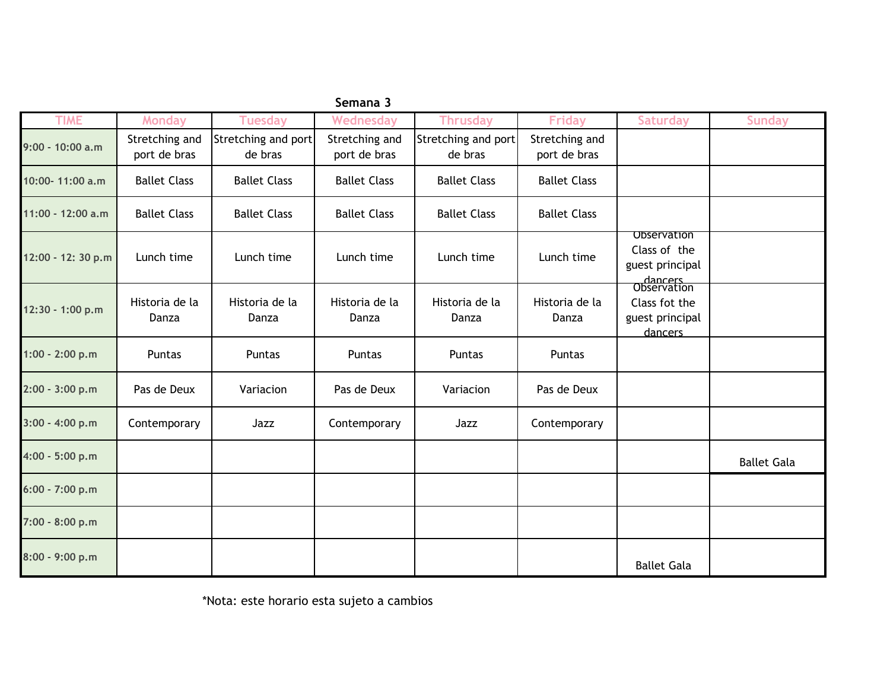**Semana 3**

| TIME | Monday | Tuesday | Wednesday | Thrusday | Friday | Saturday | Sunday |
|---|---|---|---|---|---|---|---|
| 9:00 - 10:00 a.m | Stretching and port de bras | Stretching and port de bras | Stretching and port de bras | Stretching and port de bras | Stretching and port de bras | | |
| 10:00- 11:00 a.m | Ballet Class | Ballet Class | Ballet Class | Ballet Class | Ballet Class | | |
| 11:00 - 12:00 a.m | Ballet Class | Ballet Class | Ballet Class | Ballet Class | Ballet Class | | |
| 12:00 - 12: 30 p.m | Lunch time | Lunch time | Lunch time | Lunch time | Lunch time | Observation Class of the guest principal dancers | |
| 12:30 - 1:00 p.m | Historia de la Danza | Historia de la Danza | Historia de la Danza | Historia de la Danza | Historia de la Danza | Observation Class fot the guest principal dancers | |
| 1:00 - 2:00 p.m | Puntas | Puntas | Puntas | Puntas | Puntas | | |
| 2:00 - 3:00 p.m | Pas de Deux | Variacion | Pas de Deux | Variacion | Pas de Deux | | |
| 3:00 - 4:00 p.m | Contemporary | Jazz | Contemporary | Jazz | Contemporary | | |
| 4:00 - 5:00 p.m | | | | | | | Ballet Gala |
| 6:00 - 7:00 p.m | | | | | | | |
| 7:00 - 8:00 p.m | | | | | | | |
| 8:00 - 9:00 p.m | | | | | | Ballet Gala | |

*Nota: este horario esta sujeto a cambios